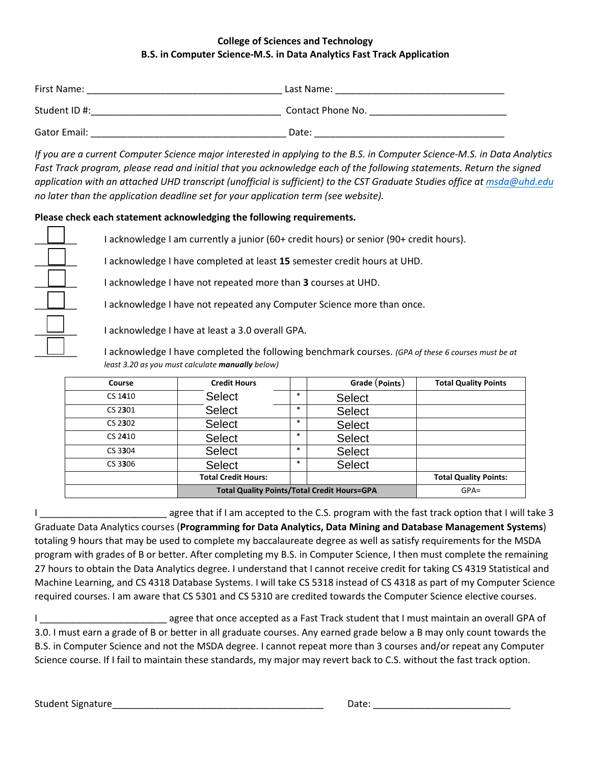**College of Sciences and Technology**
**B.S. in Computer Science-M.S. in Data Analytics Fast Track Application**

First Name: ____________________________________ Last Name: _______________________________

Student ID #:___________________________________ Contact Phone No. _________________________

Gator Email: ___________________________________ Date: ___________________________________

*If you are a current Computer Science major interested in applying to the B.S. in Computer Science-M.S. in Data Analytics Fast Track program, please read and initial that you acknowledge each of the following statements. Return the signed application with an attached UHD transcript (unofficial is sufficient) to the CST Graduate Studies office at msda@uhd.edu no later than the application deadline set for your application term (see website).*

**Please check each statement acknowledging the following requirements.**

- ☐ I acknowledge I am currently a junior (60+ credit hours) or senior (90+ credit hours).
- ☐ I acknowledge I have completed at least **15** semester credit hours at UHD.
- ☐ I acknowledge I have not repeated more than **3** courses at UHD.
- ☐ I acknowledge I have not repeated any Computer Science more than once.
- ☐ I acknowledge I have at least a 3.0 overall GPA.
- ☐ I acknowledge I have completed the following benchmark courses. *(GPA of these 6 courses must be at least 3.20 as you must calculate **manually** below)*

| Course | Credit Hours | | Grade (Points) | Total Quality Points |
|---|---|---|---|---|
| CS 1410 | Select | * | Select | |
| CS 2301 | Select | * | Select | |
| CS 2302 | Select | * | Select | |
| CS 2410 | Select | * | Select | |
| CS 3304 | Select | * | Select | |
| CS 3306 | Select | * | Select | |
| | **Total Credit Hours:** | | | **Total Quality Points:** |
| | **Total Quality Points/Total Credit Hours=GPA** | | | GPA= |

I ________________________ agree that if I am accepted to the C.S. program with the fast track option that I will take 3 Graduate Data Analytics courses (**Programming for Data Analytics, Data Mining and Database Management Systems**) totaling 9 hours that may be used to complete my baccalaureate degree as well as satisfy requirements for the MSDA program with grades of B or better. After completing my B.S. in Computer Science, I then must complete the remaining 27 hours to obtain the Data Analytics degree. I understand that I cannot receive credit for taking CS 4319 Statistical and Machine Learning, and CS 4318 Database Systems. I will take CS 5318 instead of CS 4318 as part of my Computer Science required courses. I am aware that CS 5301 and CS 5310 are credited towards the Computer Science elective courses.

I ________________________ agree that once accepted as a Fast Track student that I must maintain an overall GPA of 3.0. I must earn a grade of B or better in all graduate courses. Any earned grade below a B may only count towards the B.S. in Computer Science and not the MSDA degree. I cannot repeat more than 3 courses and/or repeat any Computer Science course. If I fail to maintain these standards, my major may revert back to C.S. without the fast track option.

Student Signature________________________________________ Date: __________________________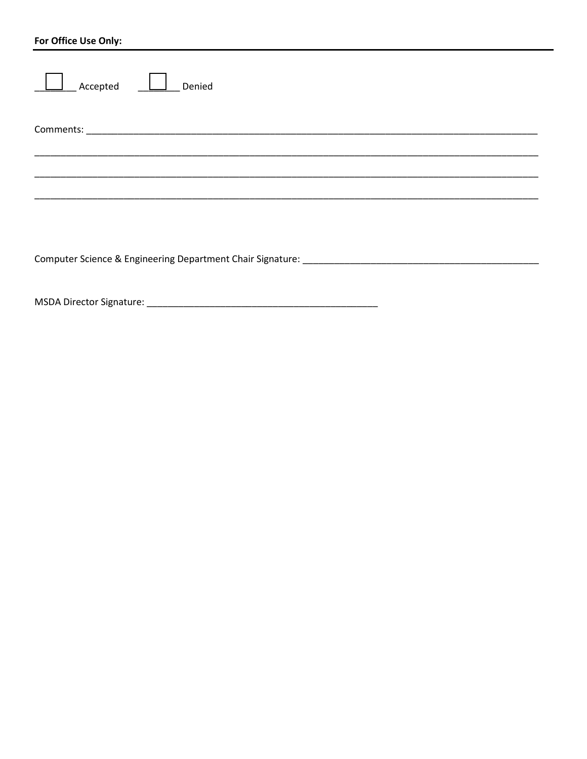**For Office Use Only:**

☐ ________ Accepted ☐ ________ Denied

Comments: ____________________________________________________________________________________

____________________________________________________________________________________________

____________________________________________________________________________________________

____________________________________________________________________________________________

Computer Science & Engineering Department Chair Signature: _______________________________________________

MSDA Director Signature: _______________________________________________